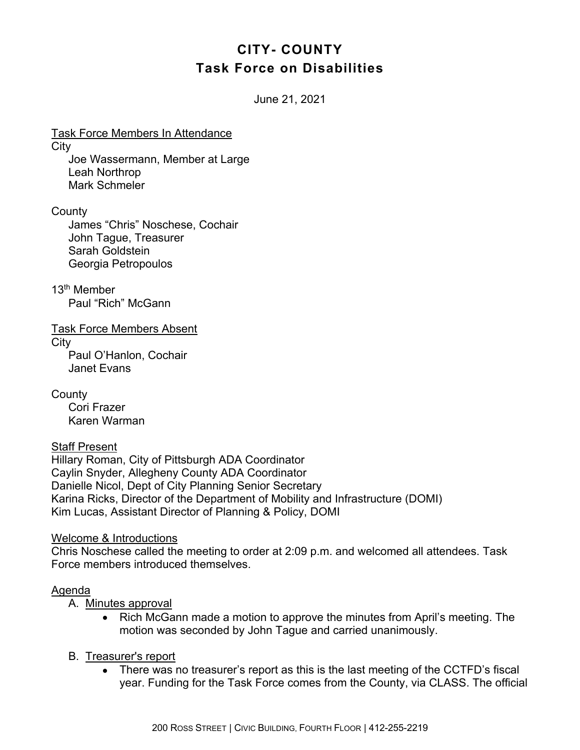# CITY- COUNTY
# Task Force on Disabilities

June 21, 2021

Task Force Members In Attendance

City

- Joe Wassermann, Member at Large
- Leah Northrop
- Mark Schmeler

County

- James "Chris" Noschese, Cochair
- John Tague, Treasurer
- Sarah Goldstein
- Georgia Petropoulos

13th Member

- Paul "Rich" McGann

Task Force Members Absent

City

- Paul O'Hanlon, Cochair
- Janet Evans

County

- Cori Frazer
- Karen Warman

Staff Present

Hillary Roman, City of Pittsburgh ADA Coordinator
Caylin Snyder, Allegheny County ADA Coordinator
Danielle Nicol, Dept of City Planning Senior Secretary
Karina Ricks, Director of the Department of Mobility and Infrastructure (DOMI)
Kim Lucas, Assistant Director of Planning & Policy, DOMI

Welcome & Introductions

Chris Noschese called the meeting to order at 2:09 p.m. and welcomed all attendees. Task Force members introduced themselves.

Agenda

A. Minutes approval
   - Rich McGann made a motion to approve the minutes from April's meeting. The motion was seconded by John Tague and carried unanimously.

B. Treasurer's report
   - There was no treasurer's report as this is the last meeting of the CCTFD's fiscal year. Funding for the Task Force comes from the County, via CLASS. The official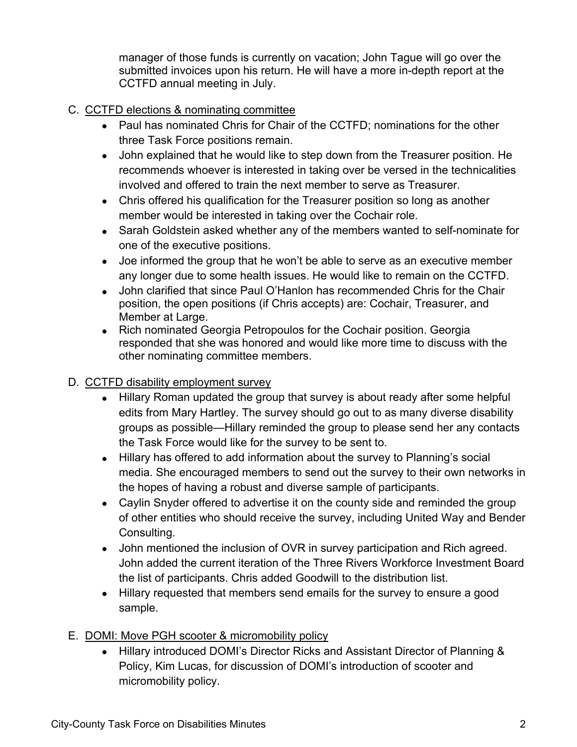manager of those funds is currently on vacation; John Tague will go over the submitted invoices upon his return. He will have a more in-depth report at the CCTFD annual meeting in July.

C. CCTFD elections & nominating committee

- Paul has nominated Chris for Chair of the CCTFD; nominations for the other three Task Force positions remain.
- John explained that he would like to step down from the Treasurer position. He recommends whoever is interested in taking over be versed in the technicalities involved and offered to train the next member to serve as Treasurer.
- Chris offered his qualification for the Treasurer position so long as another member would be interested in taking over the Cochair role.
- Sarah Goldstein asked whether any of the members wanted to self-nominate for one of the executive positions.
- Joe informed the group that he won't be able to serve as an executive member any longer due to some health issues. He would like to remain on the CCTFD.
- John clarified that since Paul O'Hanlon has recommended Chris for the Chair position, the open positions (if Chris accepts) are: Cochair, Treasurer, and Member at Large.
- Rich nominated Georgia Petropoulos for the Cochair position. Georgia responded that she was honored and would like more time to discuss with the other nominating committee members.

D. CCTFD disability employment survey

- Hillary Roman updated the group that survey is about ready after some helpful edits from Mary Hartley. The survey should go out to as many diverse disability groups as possible—Hillary reminded the group to please send her any contacts the Task Force would like for the survey to be sent to.
- Hillary has offered to add information about the survey to Planning's social media. She encouraged members to send out the survey to their own networks in the hopes of having a robust and diverse sample of participants.
- Caylin Snyder offered to advertise it on the county side and reminded the group of other entities who should receive the survey, including United Way and Bender Consulting.
- John mentioned the inclusion of OVR in survey participation and Rich agreed. John added the current iteration of the Three Rivers Workforce Investment Board the list of participants. Chris added Goodwill to the distribution list.
- Hillary requested that members send emails for the survey to ensure a good sample.

E. DOMI: Move PGH scooter & micromobility policy

- Hillary introduced DOMI's Director Ricks and Assistant Director of Planning & Policy, Kim Lucas, for discussion of DOMI's introduction of scooter and micromobility policy.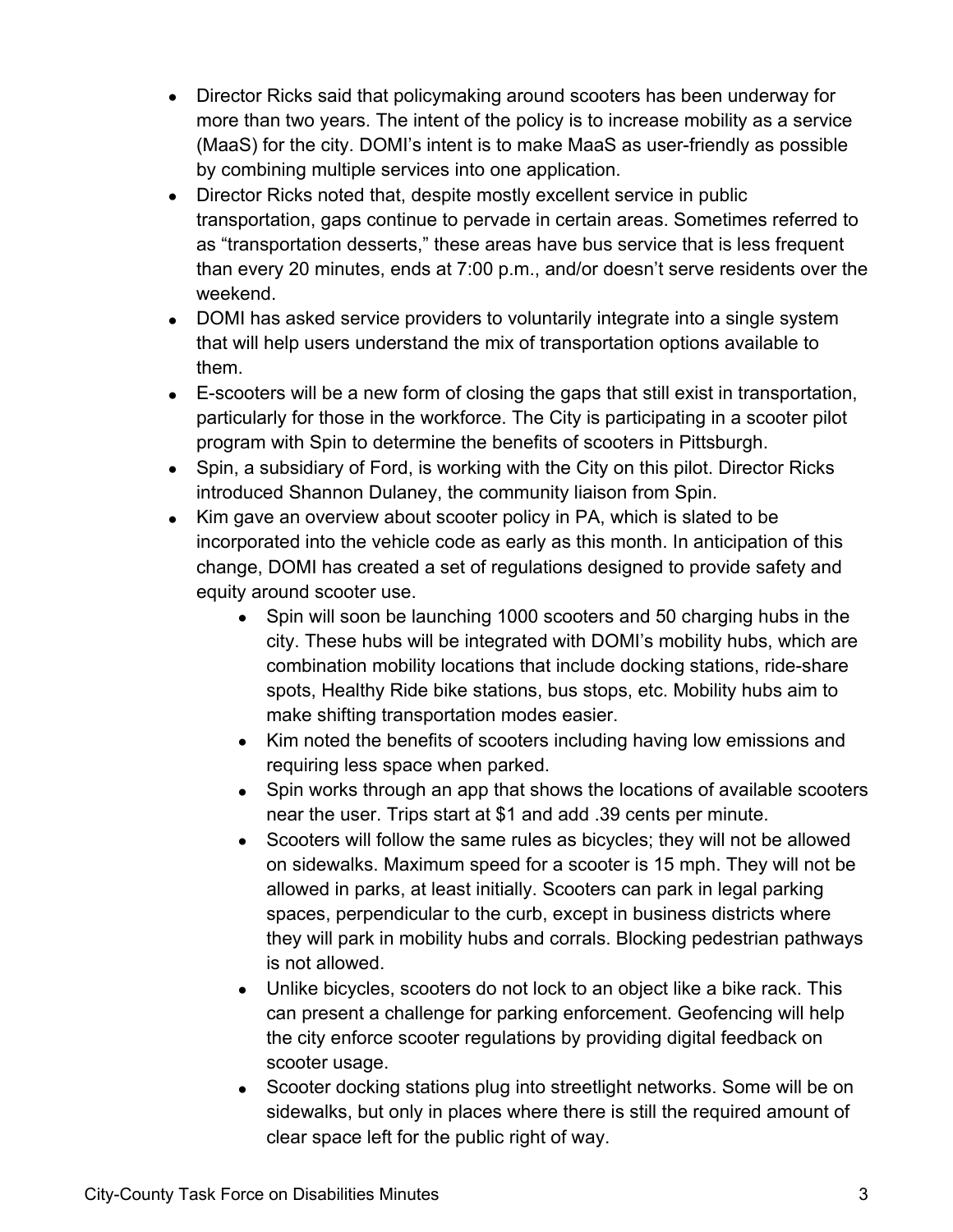- Director Ricks said that policymaking around scooters has been underway for more than two years. The intent of the policy is to increase mobility as a service (MaaS) for the city. DOMI's intent is to make MaaS as user-friendly as possible by combining multiple services into one application.
- Director Ricks noted that, despite mostly excellent service in public transportation, gaps continue to pervade in certain areas. Sometimes referred to as "transportation desserts," these areas have bus service that is less frequent than every 20 minutes, ends at 7:00 p.m., and/or doesn't serve residents over the weekend.
- DOMI has asked service providers to voluntarily integrate into a single system that will help users understand the mix of transportation options available to them.
- E-scooters will be a new form of closing the gaps that still exist in transportation, particularly for those in the workforce. The City is participating in a scooter pilot program with Spin to determine the benefits of scooters in Pittsburgh.
- Spin, a subsidiary of Ford, is working with the City on this pilot. Director Ricks introduced Shannon Dulaney, the community liaison from Spin.
- Kim gave an overview about scooter policy in PA, which is slated to be incorporated into the vehicle code as early as this month. In anticipation of this change, DOMI has created a set of regulations designed to provide safety and equity around scooter use.
    - Spin will soon be launching 1000 scooters and 50 charging hubs in the city. These hubs will be integrated with DOMI's mobility hubs, which are combination mobility locations that include docking stations, ride-share spots, Healthy Ride bike stations, bus stops, etc. Mobility hubs aim to make shifting transportation modes easier.
    - Kim noted the benefits of scooters including having low emissions and requiring less space when parked.
    - Spin works through an app that shows the locations of available scooters near the user. Trips start at $1 and add .39 cents per minute.
    - Scooters will follow the same rules as bicycles; they will not be allowed on sidewalks. Maximum speed for a scooter is 15 mph. They will not be allowed in parks, at least initially. Scooters can park in legal parking spaces, perpendicular to the curb, except in business districts where they will park in mobility hubs and corrals. Blocking pedestrian pathways is not allowed.
    - Unlike bicycles, scooters do not lock to an object like a bike rack. This can present a challenge for parking enforcement. Geofencing will help the city enforce scooter regulations by providing digital feedback on scooter usage.
    - Scooter docking stations plug into streetlight networks. Some will be on sidewalks, but only in places where there is still the required amount of clear space left for the public right of way.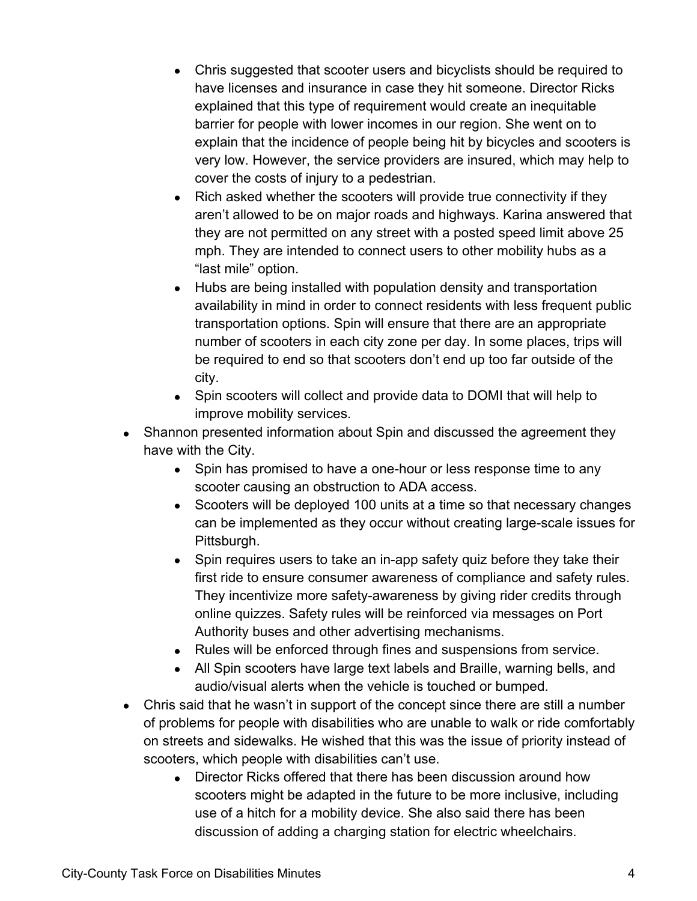- Chris suggested that scooter users and bicyclists should be required to have licenses and insurance in case they hit someone. Director Ricks explained that this type of requirement would create an inequitable barrier for people with lower incomes in our region. She went on to explain that the incidence of people being hit by bicycles and scooters is very low. However, the service providers are insured, which may help to cover the costs of injury to a pedestrian.
    - Rich asked whether the scooters will provide true connectivity if they aren't allowed to be on major roads and highways. Karina answered that they are not permitted on any street with a posted speed limit above 25 mph. They are intended to connect users to other mobility hubs as a "last mile" option.
    - Hubs are being installed with population density and transportation availability in mind in order to connect residents with less frequent public transportation options. Spin will ensure that there are an appropriate number of scooters in each city zone per day. In some places, trips will be required to end so that scooters don't end up too far outside of the city.
    - Spin scooters will collect and provide data to DOMI that will help to improve mobility services.
- Shannon presented information about Spin and discussed the agreement they have with the City.
    - Spin has promised to have a one-hour or less response time to any scooter causing an obstruction to ADA access.
    - Scooters will be deployed 100 units at a time so that necessary changes can be implemented as they occur without creating large-scale issues for Pittsburgh.
    - Spin requires users to take an in-app safety quiz before they take their first ride to ensure consumer awareness of compliance and safety rules. They incentivize more safety-awareness by giving rider credits through online quizzes. Safety rules will be reinforced via messages on Port Authority buses and other advertising mechanisms.
    - Rules will be enforced through fines and suspensions from service.
    - All Spin scooters have large text labels and Braille, warning bells, and audio/visual alerts when the vehicle is touched or bumped.
- Chris said that he wasn't in support of the concept since there are still a number of problems for people with disabilities who are unable to walk or ride comfortably on streets and sidewalks. He wished that this was the issue of priority instead of scooters, which people with disabilities can't use.
    - Director Ricks offered that there has been discussion around how scooters might be adapted in the future to be more inclusive, including use of a hitch for a mobility device. She also said there has been discussion of adding a charging station for electric wheelchairs.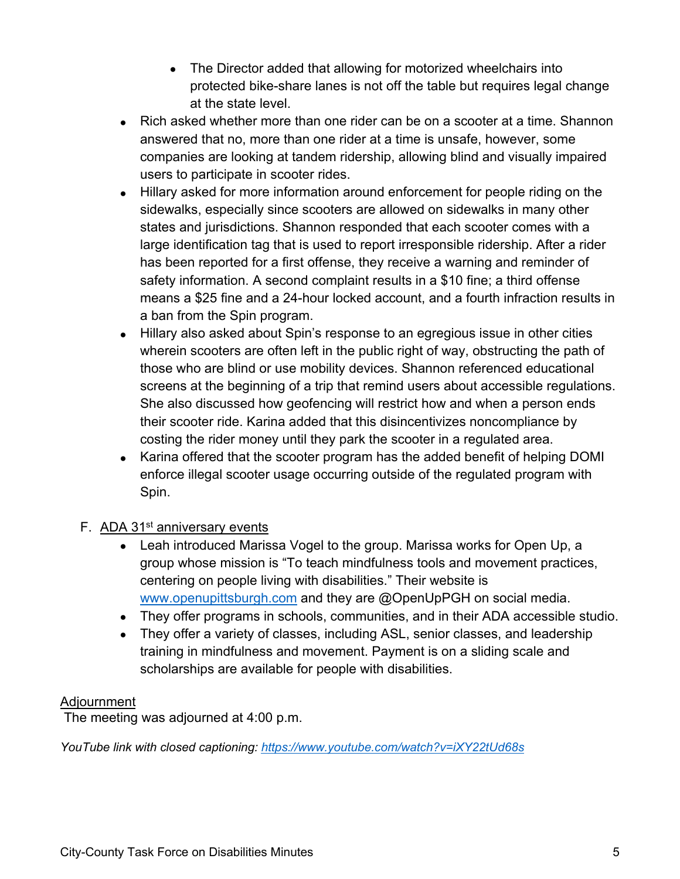- The Director added that allowing for motorized wheelchairs into protected bike-share lanes is not off the table but requires legal change at the state level.
- Rich asked whether more than one rider can be on a scooter at a time. Shannon answered that no, more than one rider at a time is unsafe, however, some companies are looking at tandem ridership, allowing blind and visually impaired users to participate in scooter rides.
- Hillary asked for more information around enforcement for people riding on the sidewalks, especially since scooters are allowed on sidewalks in many other states and jurisdictions. Shannon responded that each scooter comes with a large identification tag that is used to report irresponsible ridership. After a rider has been reported for a first offense, they receive a warning and reminder of safety information. A second complaint results in a $10 fine; a third offense means a $25 fine and a 24-hour locked account, and a fourth infraction results in a ban from the Spin program.
- Hillary also asked about Spin's response to an egregious issue in other cities wherein scooters are often left in the public right of way, obstructing the path of those who are blind or use mobility devices. Shannon referenced educational screens at the beginning of a trip that remind users about accessible regulations. She also discussed how geofencing will restrict how and when a person ends their scooter ride. Karina added that this disincentivizes noncompliance by costing the rider money until they park the scooter in a regulated area.
- Karina offered that the scooter program has the added benefit of helping DOMI enforce illegal scooter usage occurring outside of the regulated program with Spin.

F. <u>ADA 31st anniversary events</u>

- Leah introduced Marissa Vogel to the group. Marissa works for Open Up, a group whose mission is "To teach mindfulness tools and movement practices, centering on people living with disabilities." Their website is [www.openupittsburgh.com](www.openupittsburgh.com) and they are @OpenUpPGH on social media.
- They offer programs in schools, communities, and in their ADA accessible studio.
- They offer a variety of classes, including ASL, senior classes, and leadership training in mindfulness and movement. Payment is on a sliding scale and scholarships are available for people with disabilities.

<u>Adjournment</u>

The meeting was adjourned at 4:00 p.m.

*YouTube link with closed captioning: [https://www.youtube.com/watch?v=iXY22tUd68s](https://www.youtube.com/watch?v=iXY22tUd68s)*